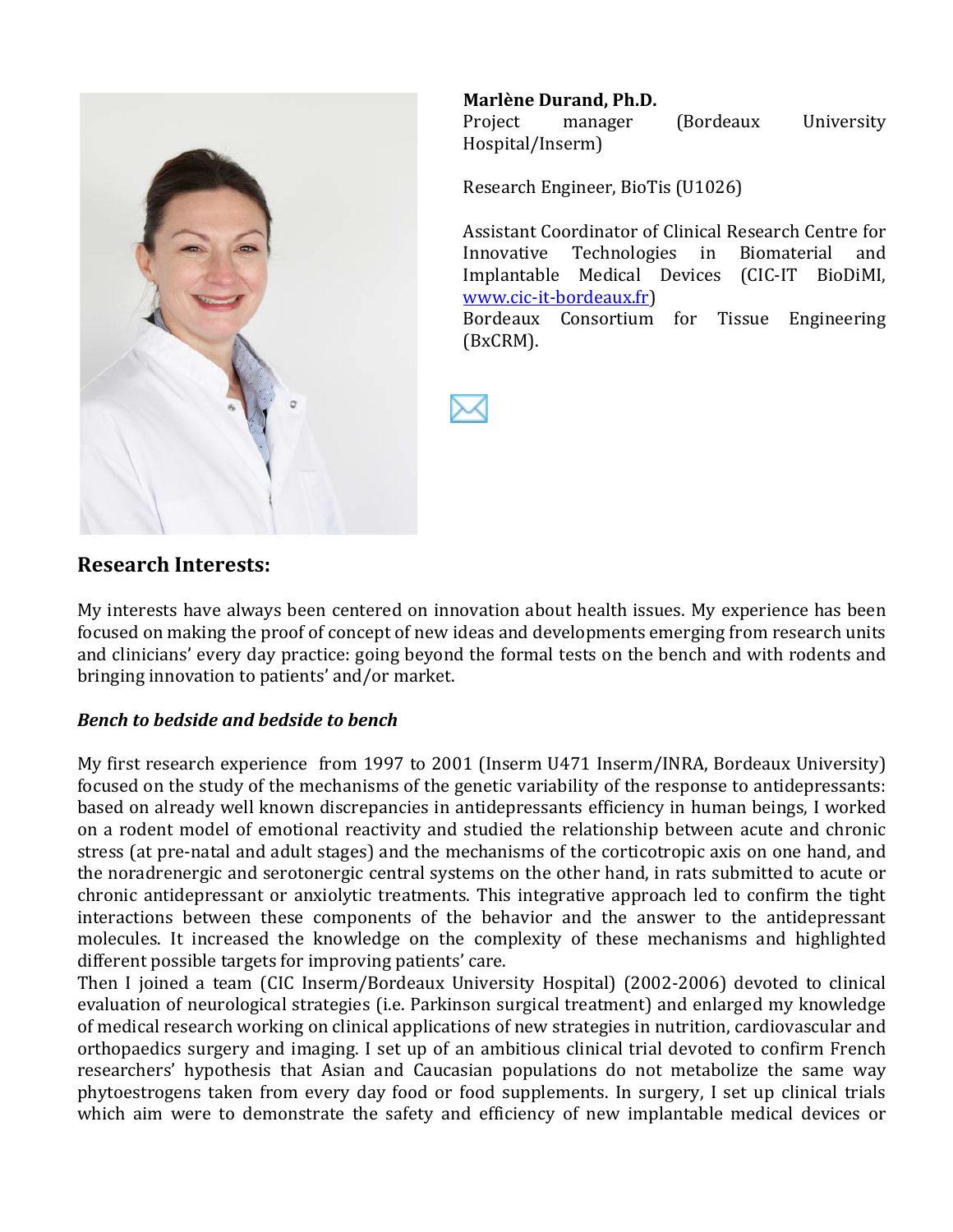**Marlène Durand, Ph.D.**
Project manager (Bordeaux University Hospital/Inserm)

Research Engineer, BioTis (U1026)

Assistant Coordinator of Clinical Research Centre for Innovative Technologies in Biomaterial and Implantable Medical Devices (CIC-IT BioDiMI, [www.cic-it-bordeaux.fr](www.cic-it-bordeaux.fr))
Bordeaux Consortium for Tissue Engineering (BxCRM).

## Research Interests:

My interests have always been centered on innovation about health issues. My experience has been focused on making the proof of concept of new ideas and developments emerging from research units and clinicians' every day practice: going beyond the formal tests on the bench and with rodents and bringing innovation to patients' and/or market.

***Bench to bedside and bedside to bench***

My first research experience from 1997 to 2001 (Inserm U471 Inserm/INRA, Bordeaux University) focused on the study of the mechanisms of the genetic variability of the response to antidepressants: based on already well known discrepancies in antidepressants efficiency in human beings, I worked on a rodent model of emotional reactivity and studied the relationship between acute and chronic stress (at pre-natal and adult stages) and the mechanisms of the corticotropic axis on one hand, and the noradrenergic and serotonergic central systems on the other hand, in rats submitted to acute or chronic antidepressant or anxiolytic treatments. This integrative approach led to confirm the tight interactions between these components of the behavior and the answer to the antidepressant molecules. It increased the knowledge on the complexity of these mechanisms and highlighted different possible targets for improving patients' care.
Then I joined a team (CIC Inserm/Bordeaux University Hospital) (2002-2006) devoted to clinical evaluation of neurological strategies (i.e. Parkinson surgical treatment) and enlarged my knowledge of medical research working on clinical applications of new strategies in nutrition, cardiovascular and orthopaedics surgery and imaging. I set up of an ambitious clinical trial devoted to confirm French researchers' hypothesis that Asian and Caucasian populations do not metabolize the same way phytoestrogens taken from every day food or food supplements. In surgery, I set up clinical trials which aim were to demonstrate the safety and efficiency of new implantable medical devices or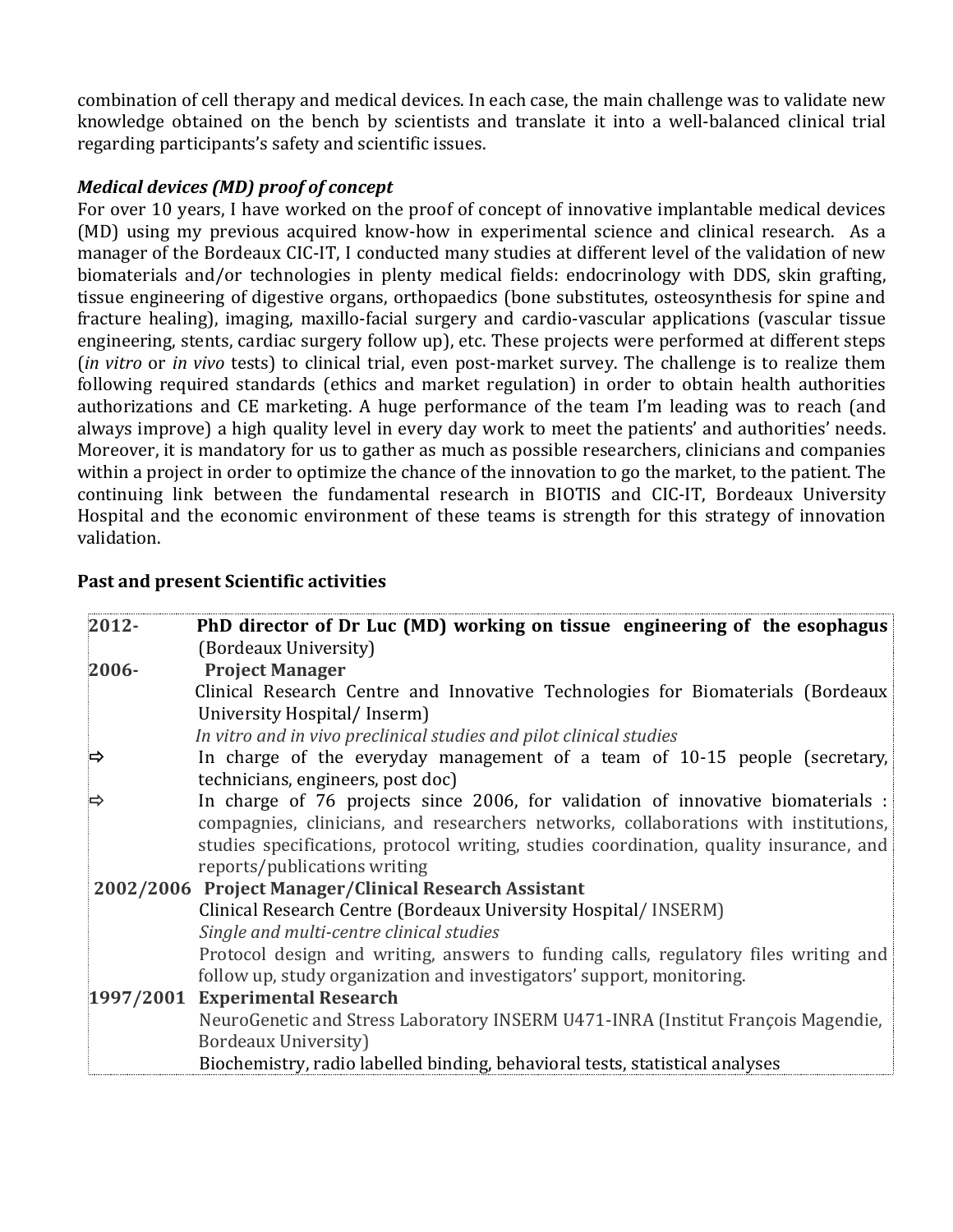combination of cell therapy and medical devices. In each case, the main challenge was to validate new knowledge obtained on the bench by scientists and translate it into a well-balanced clinical trial regarding participants's safety and scientific issues.

### *Medical devices (MD) proof of concept*

For over 10 years, I have worked on the proof of concept of innovative implantable medical devices (MD) using my previous acquired know-how in experimental science and clinical research. As a manager of the Bordeaux CIC-IT, I conducted many studies at different level of the validation of new biomaterials and/or technologies in plenty medical fields: endocrinology with DDS, skin grafting, tissue engineering of digestive organs, orthopaedics (bone substitutes, osteosynthesis for spine and fracture healing), imaging, maxillo-facial surgery and cardio-vascular applications (vascular tissue engineering, stents, cardiac surgery follow up), etc. These projects were performed at different steps (*in vitro* or *in vivo* tests) to clinical trial, even post-market survey. The challenge is to realize them following required standards (ethics and market regulation) in order to obtain health authorities authorizations and CE marketing. A huge performance of the team I'm leading was to reach (and always improve) a high quality level in every day work to meet the patients' and authorities' needs. Moreover, it is mandatory for us to gather as much as possible researchers, clinicians and companies within a project in order to optimize the chance of the innovation to go the market, to the patient. The continuing link between the fundamental research in BIOTIS and CIC-IT, Bordeaux University Hospital and the economic environment of these teams is strength for this strategy of innovation validation.

### Past and present Scientific activities

| | |
|---|---|
| **2012-** | **PhD director of Dr Luc (MD) working on tissue engineering of the esophagus** (Bordeaux University) |
| **2006-** | **Project Manager**<br>Clinical Research Centre and Innovative Technologies for Biomaterials (Bordeaux University Hospital/ Inserm)<br>*In vitro and in vivo preclinical studies and pilot clinical studies* |
| ⇨ | In charge of the everyday management of a team of 10-15 people (secretary, technicians, engineers, post doc) |
| ⇨ | In charge of 76 projects since 2006, for validation of innovative biomaterials : compagnies, clinicians, and researchers networks, collaborations with institutions, studies specifications, protocol writing, studies coordination, quality insurance, and reports/publications writing |
| **2002/2006** | **Project Manager/Clinical Research Assistant**<br>Clinical Research Centre (Bordeaux University Hospital/ INSERM)<br>*Single and multi-centre clinical studies*<br>Protocol design and writing, answers to funding calls, regulatory files writing and follow up, study organization and investigators' support, monitoring. |
| **1997/2001** | **Experimental Research**<br>NeuroGenetic and Stress Laboratory INSERM U471-INRA (Institut François Magendie, Bordeaux University)<br>Biochemistry, radio labelled binding, behavioral tests, statistical analyses |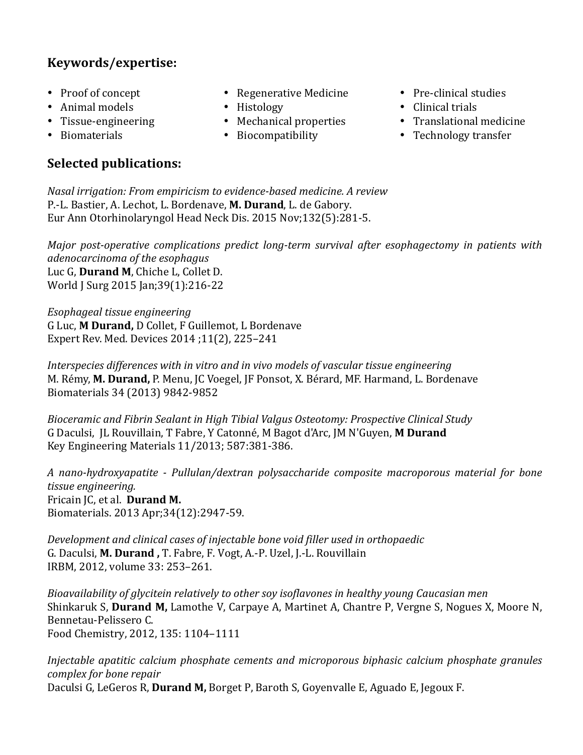## Keywords/expertise:

- Proof of concept
- Animal models
- Tissue-engineering
- Biomaterials
- Regenerative Medicine
- Histology
- Mechanical properties
- Biocompatibility
- Pre-clinical studies
- Clinical trials
- Translational medicine
- Technology transfer

## Selected publications:

*Nasal irrigation: From empiricism to evidence-based medicine. A review*
P.-L. Bastier, A. Lechot, L. Bordenave, **M. Durand**, L. de Gabory.
Eur Ann Otorhinolaryngol Head Neck Dis. 2015 Nov;132(5):281-5.

*Major post-operative complications predict long-term survival after esophagectomy in patients with adenocarcinoma of the esophagus*
Luc G, **Durand M**, Chiche L, Collet D.
World J Surg 2015 Jan;39(1):216-22

*Esophageal tissue engineering*
G Luc, **M Durand,** D Collet, F Guillemot, L Bordenave
Expert Rev. Med. Devices 2014 ;11(2), 225–241

*Interspecies differences with in vitro and in vivo models of vascular tissue engineering*
M. Rémy, **M. Durand,** P. Menu, JC Voegel, JF Ponsot, X. Bérard, MF. Harmand, L. Bordenave
Biomaterials 34 (2013) 9842-9852

*Bioceramic and Fibrin Sealant in High Tibial Valgus Osteotomy: Prospective Clinical Study*
G Daculsi, JL Rouvillain, T Fabre, Y Catonné, M Bagot d'Arc, JM N'Guyen, **M Durand**
Key Engineering Materials 11/2013; 587:381-386.

*A nano-hydroxyapatite - Pullulan/dextran polysaccharide composite macroporous material for bone tissue engineering.*
Fricain JC, et al. **Durand M.**
Biomaterials. 2013 Apr;34(12):2947-59.

*Development and clinical cases of injectable bone void filler used in orthopaedic*
G. Daculsi, **M. Durand ,** T. Fabre, F. Vogt, A.-P. Uzel, J.-L. Rouvillain
IRBM, 2012, volume 33: 253–261.

*Bioavailability of glycitein relatively to other soy isoflavones in healthy young Caucasian men*
Shinkaruk S, **Durand M,** Lamothe V, Carpaye A, Martinet A, Chantre P, Vergne S, Nogues X, Moore N, Bennetau-Pelissero C.
Food Chemistry, 2012, 135: 1104–1111

*Injectable apatitic calcium phosphate cements and microporous biphasic calcium phosphate granules complex for bone repair*
Daculsi G, LeGeros R, **Durand M,** Borget P, Baroth S, Goyenvalle E, Aguado E, Jegoux F.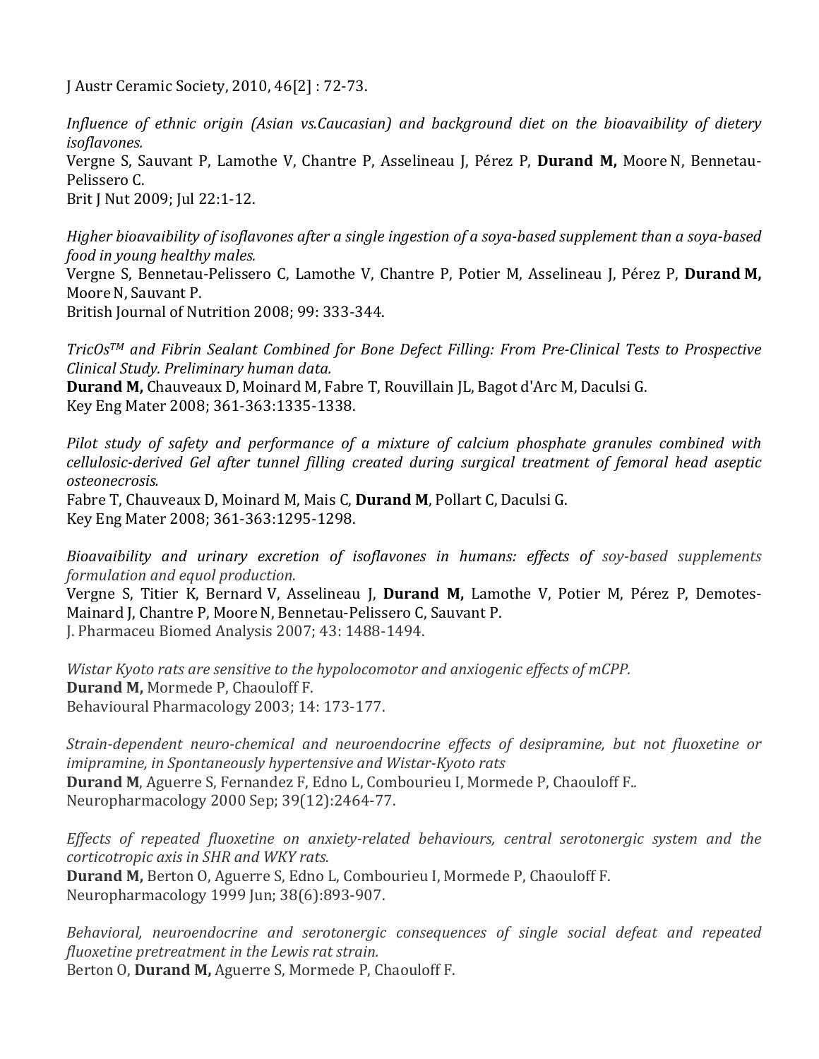J Austr Ceramic Society, 2010, 46[2] : 72-73.

*Influence of ethnic origin (Asian vs.Caucasian) and background diet on the bioavaibility of dietery isoflavones.*
Vergne S, Sauvant P, Lamothe V, Chantre P, Asselineau J, Pérez P, **Durand M,** Moore N, Bennetau-Pelissero C.
Brit J Nut 2009; Jul 22:1-12.

*Higher bioavaibility of isoflavones after a single ingestion of a soya-based supplement than a soya-based food in young healthy males.*
Vergne S, Bennetau-Pelissero C, Lamothe V, Chantre P, Potier M, Asselineau J, Pérez P, **Durand M,** Moore N, Sauvant P.
British Journal of Nutrition 2008; 99: 333-344.

*TricOs™ and Fibrin Sealant Combined for Bone Defect Filling: From Pre-Clinical Tests to Prospective Clinical Study. Preliminary human data.*
**Durand M,** Chauveaux D, Moinard M, Fabre T, Rouvillain JL, Bagot d'Arc M, Daculsi G.
Key Eng Mater 2008; 361-363:1335-1338.

*Pilot study of safety and performance of a mixture of calcium phosphate granules combined with cellulosic-derived Gel after tunnel filling created during surgical treatment of femoral head aseptic osteonecrosis.*
Fabre T, Chauveaux D, Moinard M, Mais C, **Durand M**, Pollart C, Daculsi G.
Key Eng Mater 2008; 361-363:1295-1298.

*Bioavaibility and urinary excretion of isoflavones in humans: effects of soy-based supplements formulation and equol production.*
Vergne S, Titier K, Bernard V, Asselineau J, **Durand M,** Lamothe V, Potier M, Pérez P, Demotes-Mainard J, Chantre P, Moore N, Bennetau-Pelissero C, Sauvant P.
J. Pharmaceu Biomed Analysis 2007; 43: 1488-1494.

*Wistar Kyoto rats are sensitive to the hypolocomotor and anxiogenic effects of mCPP.*
**Durand M,** Mormede P, Chaouloff F.
Behavioural Pharmacology 2003; 14: 173-177.

*Strain-dependent neuro-chemical and neuroendocrine effects of desipramine, but not fluoxetine or imipramine, in Spontaneously hypertensive and Wistar-Kyoto rats*
**Durand M**, Aguerre S, Fernandez F, Edno L, Combourieu I, Mormede P, Chaouloff F..
Neuropharmacology 2000 Sep; 39(12):2464-77.

*Effects of repeated fluoxetine on anxiety-related behaviours, central serotonergic system and the corticotropic axis in SHR and WKY rats.*
**Durand M,** Berton O, Aguerre S, Edno L, Combourieu I, Mormede P, Chaouloff F.
Neuropharmacology 1999 Jun; 38(6):893-907.

*Behavioral, neuroendocrine and serotonergic consequences of single social defeat and repeated fluoxetine pretreatment in the Lewis rat strain.*
Berton O, **Durand M,** Aguerre S, Mormede P, Chaouloff F.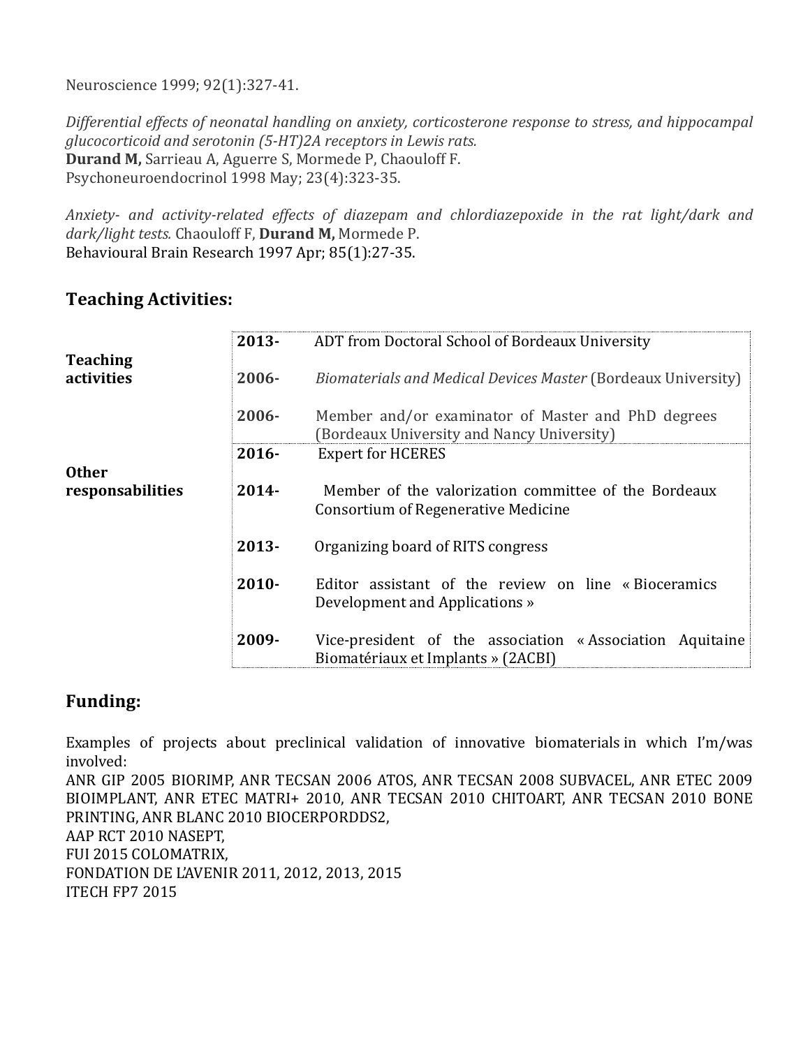Neuroscience 1999; 92(1):327-41.

*Differential effects of neonatal handling on anxiety, corticosterone response to stress, and hippocampal glucocorticoid and serotonin (5-HT)2A receptors in Lewis rats.*
**Durand M,** Sarrieau A, Aguerre S, Mormede P, Chaouloff F.
Psychoneuroendocrinol 1998 May; 23(4):323-35.

*Anxiety- and activity-related effects of diazepam and chlordiazepoxide in the rat light/dark and dark/light tests.* Chaouloff F, **Durand M,** Mormede P.
Behavioural Brain Research 1997 Apr; 85(1):27-35.

## Teaching Activities:

| | | |
|---|---|---|
| **Teaching activities** | **2013-** | ADT from Doctoral School of Bordeaux University |
| | **2006-** | *Biomaterials and Medical Devices Master* (Bordeaux University) |
| | **2006-** | Member and/or examinator of Master and PhD degrees (Bordeaux University and Nancy University) |
| **Other responsabilities** | **2016-** | Expert for HCERES |
| | **2014-** | Member of the valorization committee of the Bordeaux Consortium of Regenerative Medicine |
| | **2013-** | Organizing board of RITS congress |
| | **2010-** | Editor assistant of the review on line « Bioceramics Development and Applications » |
| | **2009-** | Vice-president of the association « Association Aquitaine Biomatériaux et Implants » (2ACBI) |

## Funding:

Examples of projects about preclinical validation of innovative biomaterials in which I'm/was involved:
ANR GIP 2005 BIORIMP, ANR TECSAN 2006 ATOS, ANR TECSAN 2008 SUBVACEL, ANR ETEC 2009 BIOIMPLANT, ANR ETEC MATRI+ 2010, ANR TECSAN 2010 CHITOART, ANR TECSAN 2010 BONE PRINTING, ANR BLANC 2010 BIOCERPORDDS2,
AAP RCT 2010 NASEPT,
FUI 2015 COLOMATRIX,
FONDATION DE L'AVENIR 2011, 2012, 2013, 2015
ITECH FP7 2015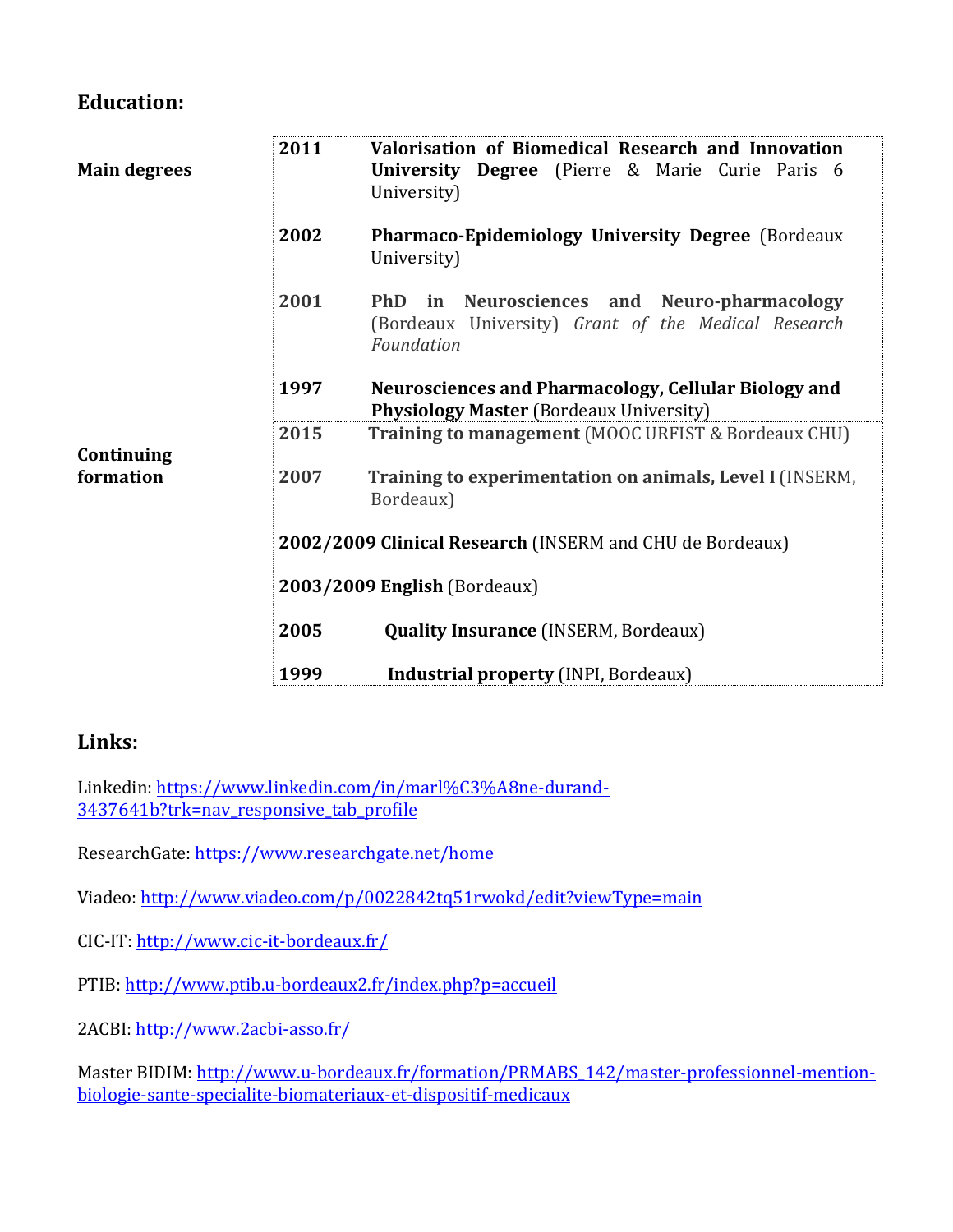## Education:

| | | |
|---|---|---|
| **Main degrees** | **2011** | **Valorisation of Biomedical Research and Innovation University Degree** (Pierre & Marie Curie Paris 6 University) |
| | **2002** | **Pharmaco-Epidemiology University Degree** (Bordeaux University) |
| | **2001** | **PhD in Neurosciences and Neuro-pharmacology** (Bordeaux University) *Grant of the Medical Research Foundation* |
| | **1997** | **Neurosciences and Pharmacology, Cellular Biology and Physiology Master** (Bordeaux University) |
| **Continuing formation** | **2015** | **Training to management** (MOOC URFIST & Bordeaux CHU) |
| | **2007** | **Training to experimentation on animals, Level I** (INSERM, Bordeaux) |
| | **2002/2009** | **Clinical Research** (INSERM and CHU de Bordeaux) |
| | **2003/2009** | **English** (Bordeaux) |
| | **2005** | **Quality Insurance** (INSERM, Bordeaux) |
| | **1999** | **Industrial property** (INPI, Bordeaux) |

## Links:

Linkedin: https://www.linkedin.com/in/marl%C3%A8ne-durand-3437641b?trk=nav_responsive_tab_profile

ResearchGate: https://www.researchgate.net/home

Viadeo: http://www.viadeo.com/p/0022842tq51rwokd/edit?viewType=main

CIC-IT: http://www.cic-it-bordeaux.fr/

PTIB: http://www.ptib.u-bordeaux2.fr/index.php?p=accueil

2ACBI: http://www.2acbi-asso.fr/

Master BIDIM: http://www.u-bordeaux.fr/formation/PRMABS_142/master-professionnel-mention-biologie-sante-specialite-biomateriaux-et-dispositif-medicaux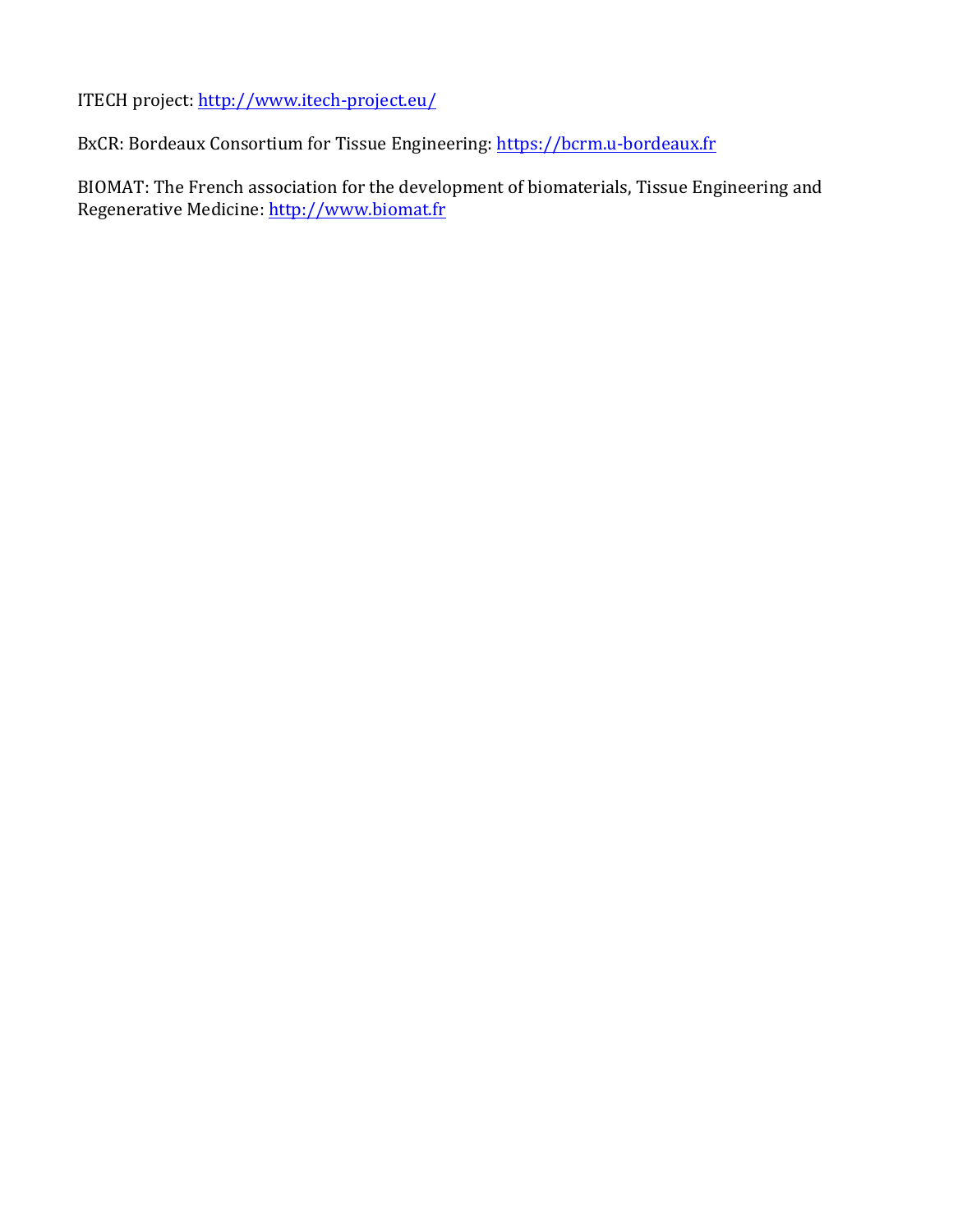ITECH project: [http://www.itech-project.eu/](http://www.itech-project.eu/)

BxCR: Bordeaux Consortium for Tissue Engineering: [https://bcrm.u-bordeaux.fr](https://bcrm.u-bordeaux.fr)

BIOMAT: The French association for the development of biomaterials, Tissue Engineering and Regenerative Medicine: [http://www.biomat.fr](http://www.biomat.fr)